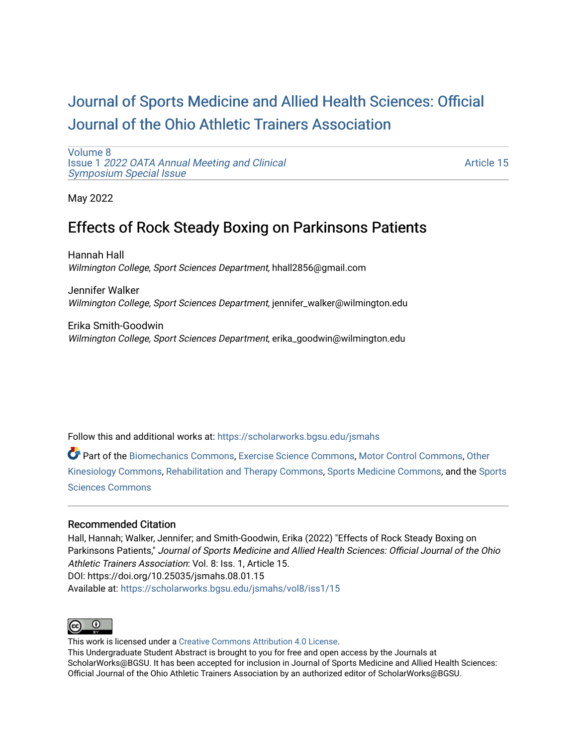# Journal of Sports Medicine and Allied Health Sciences: Official Journal of the Ohio Athletic Trainers Association

Volume 8
Issue 1 *2022 OATA Annual Meeting and Clinical Symposium Special Issue*

Article 15

May 2022

## Effects of Rock Steady Boxing on Parkinsons Patients

Hannah Hall
*Wilmington College, Sport Sciences Department*, hhall2856@gmail.com

Jennifer Walker
*Wilmington College, Sport Sciences Department*, jennifer_walker@wilmington.edu

Erika Smith-Goodwin
*Wilmington College, Sport Sciences Department*, erika_goodwin@wilmington.edu

Follow this and additional works at: https://scholarworks.bgsu.edu/jsmahs

Part of the Biomechanics Commons, Exercise Science Commons, Motor Control Commons, Other Kinesiology Commons, Rehabilitation and Therapy Commons, Sports Medicine Commons, and the Sports Sciences Commons

### Recommended Citation

Hall, Hannah; Walker, Jennifer; and Smith-Goodwin, Erika (2022) "Effects of Rock Steady Boxing on Parkinsons Patients," *Journal of Sports Medicine and Allied Health Sciences: Official Journal of the Ohio Athletic Trainers Association*: Vol. 8: Iss. 1, Article 15.
DOI: https://doi.org/10.25035/jsmahs.08.01.15
Available at: https://scholarworks.bgsu.edu/jsmahs/vol8/iss1/15

This work is licensed under a Creative Commons Attribution 4.0 License.
This Undergraduate Student Abstract is brought to you for free and open access by the Journals at ScholarWorks@BGSU. It has been accepted for inclusion in Journal of Sports Medicine and Allied Health Sciences: Official Journal of the Ohio Athletic Trainers Association by an authorized editor of ScholarWorks@BGSU.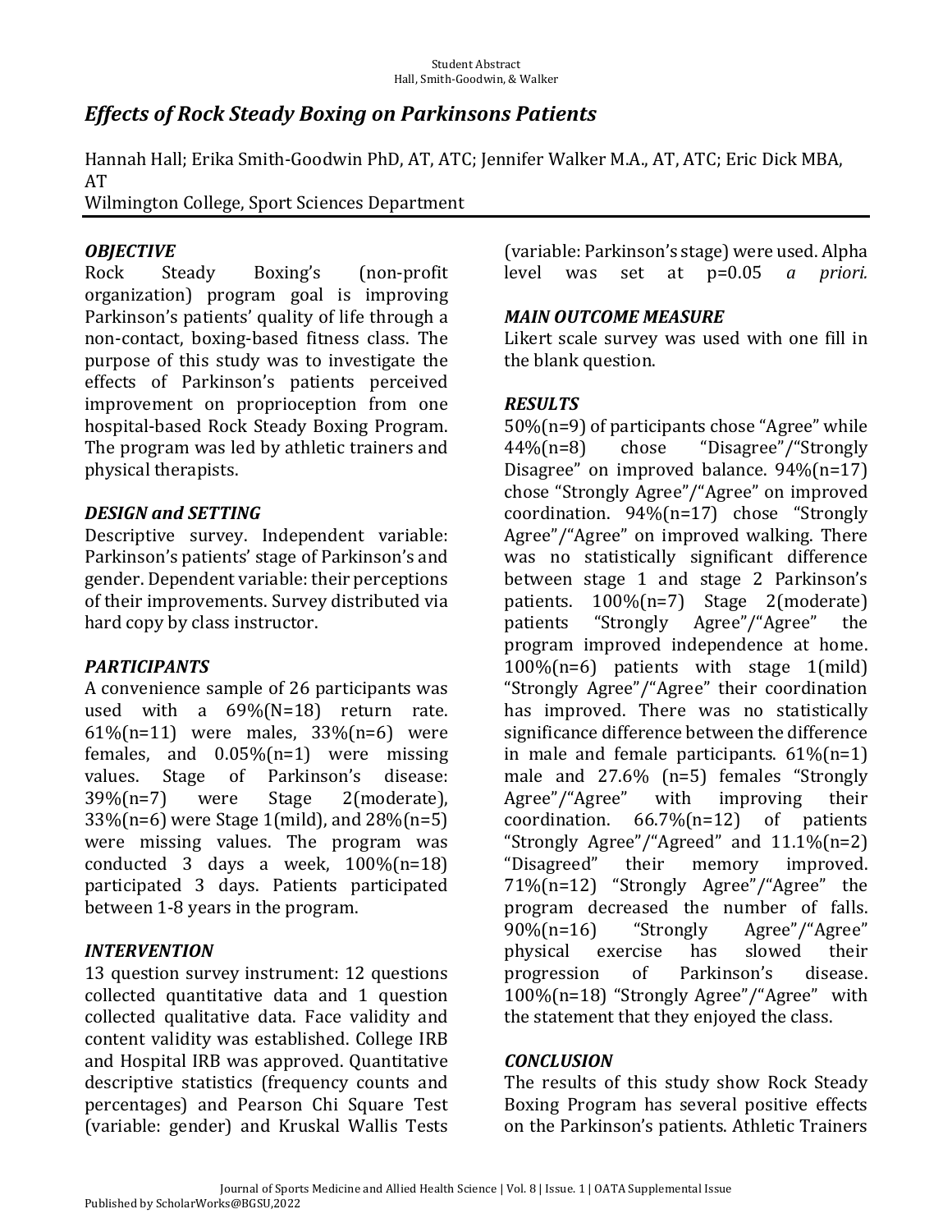# *Effects of Rock Steady Boxing on Parkinsons Patients*

Hannah Hall; Erika Smith-Goodwin PhD, AT, ATC; Jennifer Walker M.A., AT, ATC; Eric Dick MBA, AT
Wilmington College, Sport Sciences Department

### *OBJECTIVE*

Rock Steady Boxing's (non-profit organization) program goal is improving Parkinson's patients' quality of life through a non-contact, boxing-based fitness class. The purpose of this study was to investigate the effects of Parkinson's patients perceived improvement on proprioception from one hospital-based Rock Steady Boxing Program. The program was led by athletic trainers and physical therapists.

### *DESIGN and SETTING*

Descriptive survey. Independent variable: Parkinson's patients' stage of Parkinson's and gender. Dependent variable: their perceptions of their improvements. Survey distributed via hard copy by class instructor.

### *PARTICIPANTS*

A convenience sample of 26 participants was used with a 69%(N=18) return rate. 61%(n=11) were males, 33%(n=6) were females, and 0.05%(n=1) were missing values. Stage of Parkinson's disease: 39%(n=7) were Stage 2(moderate), 33%(n=6) were Stage 1(mild), and 28%(n=5) were missing values. The program was conducted 3 days a week, 100%(n=18) participated 3 days. Patients participated between 1-8 years in the program.

### *INTERVENTION*

13 question survey instrument: 12 questions collected quantitative data and 1 question collected qualitative data. Face validity and content validity was established. College IRB and Hospital IRB was approved. Quantitative descriptive statistics (frequency counts and percentages) and Pearson Chi Square Test (variable: gender) and Kruskal Wallis Tests (variable: Parkinson's stage) were used. Alpha level was set at p=0.05 *a priori.*

### *MAIN OUTCOME MEASURE*

Likert scale survey was used with one fill in the blank question.

### *RESULTS*

50%(n=9) of participants chose "Agree" while 44%(n=8) chose "Disagree"/"Strongly Disagree" on improved balance. 94%(n=17) chose "Strongly Agree"/"Agree" on improved coordination. 94%(n=17) chose "Strongly Agree"/"Agree" on improved walking. There was no statistically significant difference between stage 1 and stage 2 Parkinson's patients. 100%(n=7) Stage 2(moderate) patients "Strongly Agree"/"Agree" the program improved independence at home. 100%(n=6) patients with stage 1(mild) "Strongly Agree"/"Agree" their coordination has improved. There was no statistically significance difference between the difference in male and female participants. 61%(n=1) male and 27.6% (n=5) females "Strongly Agree"/"Agree" with improving their coordination. 66.7%(n=12) of patients "Strongly Agree"/"Agreed" and 11.1%(n=2) "Disagreed" their memory improved. 71%(n=12) "Strongly Agree"/"Agree" the program decreased the number of falls. 90%(n=16) "Strongly Agree"/"Agree" physical exercise has slowed their progression of Parkinson's disease. 100%(n=18) "Strongly Agree"/"Agree" with the statement that they enjoyed the class.

### *CONCLUSION*

The results of this study show Rock Steady Boxing Program has several positive effects on the Parkinson's patients. Athletic Trainers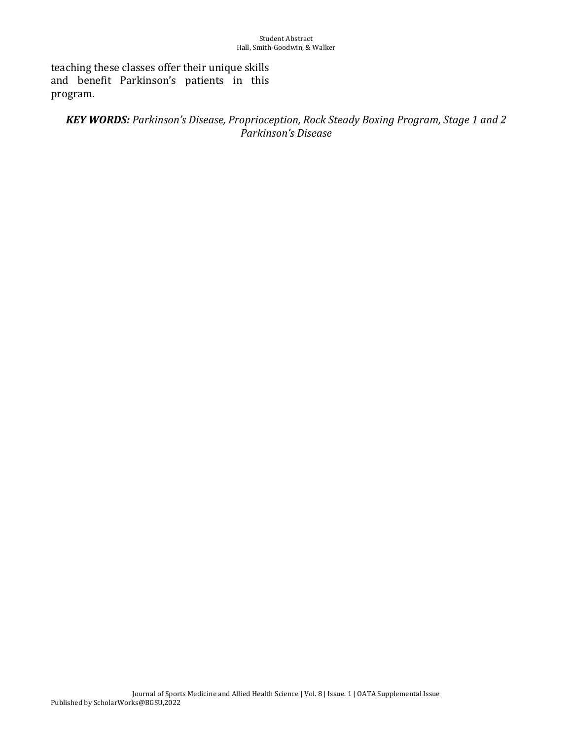teaching these classes offer their unique skills and benefit Parkinson's patients in this program.

***KEY WORDS:*** *Parkinson's Disease, Proprioception, Rock Steady Boxing Program, Stage 1 and 2 Parkinson's Disease*